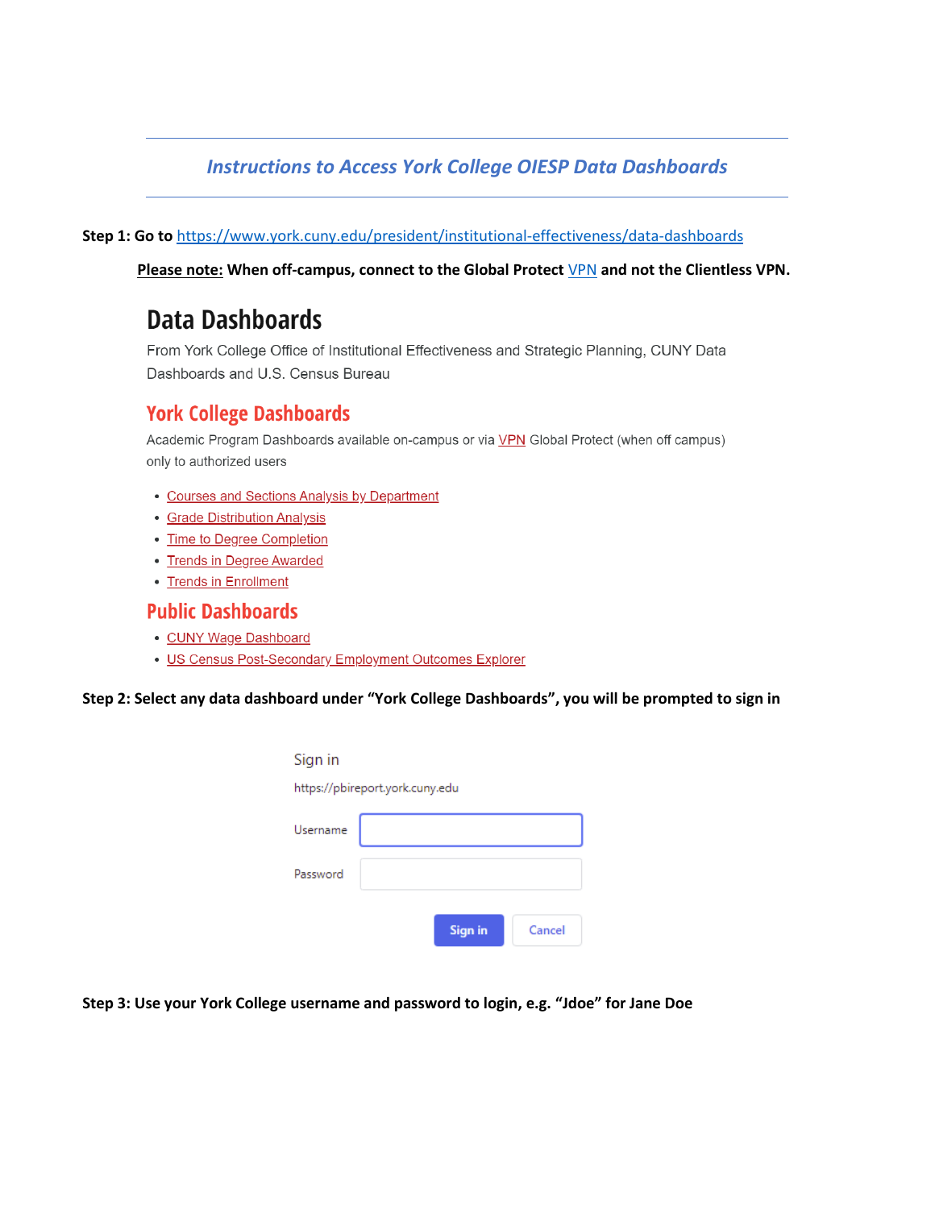# *Instructions to Access York College OIESP Data Dashboards*

**Step 1: Go to** https://www.york.cuny.edu/president/institutional-effectiveness/data-dashboards

**Please note: When off-campus, connect to the Global Protect VPN and not the Clientless VPN.**

## Data Dashboards

From York College Office of Institutional Effectiveness and Strategic Planning, CUNY Data Dashboards and U.S. Census Bureau

### York College Dashboards

Academic Program Dashboards available on-campus or via VPN Global Protect (when off campus) only to authorized users

- Courses and Sections Analysis by Department
- Grade Distribution Analysis
- Time to Degree Completion
- Trends in Degree Awarded
- Trends in Enrollment

### Public Dashboards

- CUNY Wage Dashboard
- US Census Post-Secondary Employment Outcomes Explorer

**Step 2: Select any data dashboard under "York College Dashboards", you will be prompted to sign in**

Sign in

https://pbireport.york.cuny.edu

Username

Password

Sign in | Cancel

**Step 3: Use your York College username and password to login, e.g. "Jdoe" for Jane Doe**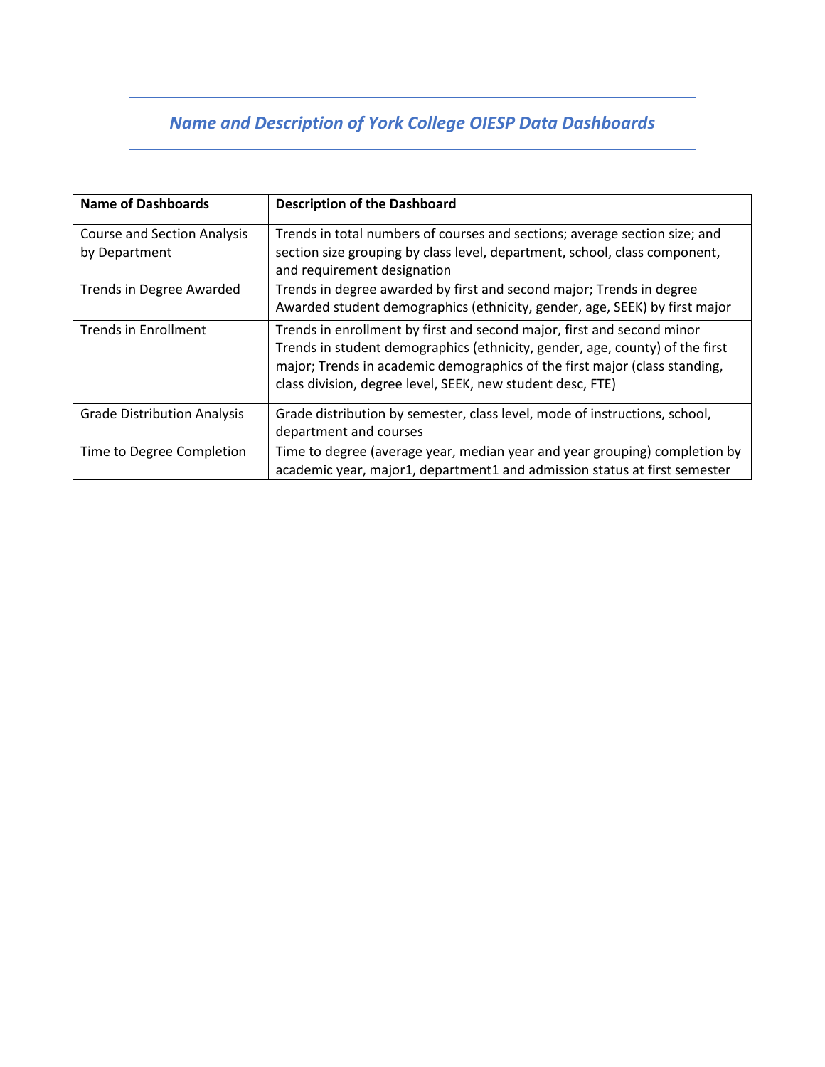## *Name and Description of York College OIESP Data Dashboards*

| Name of Dashboards | Description of the Dashboard |
|---|---|
| Course and Section Analysis by Department | Trends in total numbers of courses and sections; average section size; and section size grouping by class level, department, school, class component, and requirement designation |
| Trends in Degree Awarded | Trends in degree awarded by first and second major; Trends in degree Awarded student demographics (ethnicity, gender, age, SEEK) by first major |
| Trends in Enrollment | Trends in enrollment by first and second major, first and second minor Trends in student demographics (ethnicity, gender, age, county) of the first major; Trends in academic demographics of the first major (class standing, class division, degree level, SEEK, new student desc, FTE) |
| Grade Distribution Analysis | Grade distribution by semester, class level, mode of instructions, school, department and courses |
| Time to Degree Completion | Time to degree (average year, median year and year grouping) completion by academic year, major1, department1 and admission status at first semester |